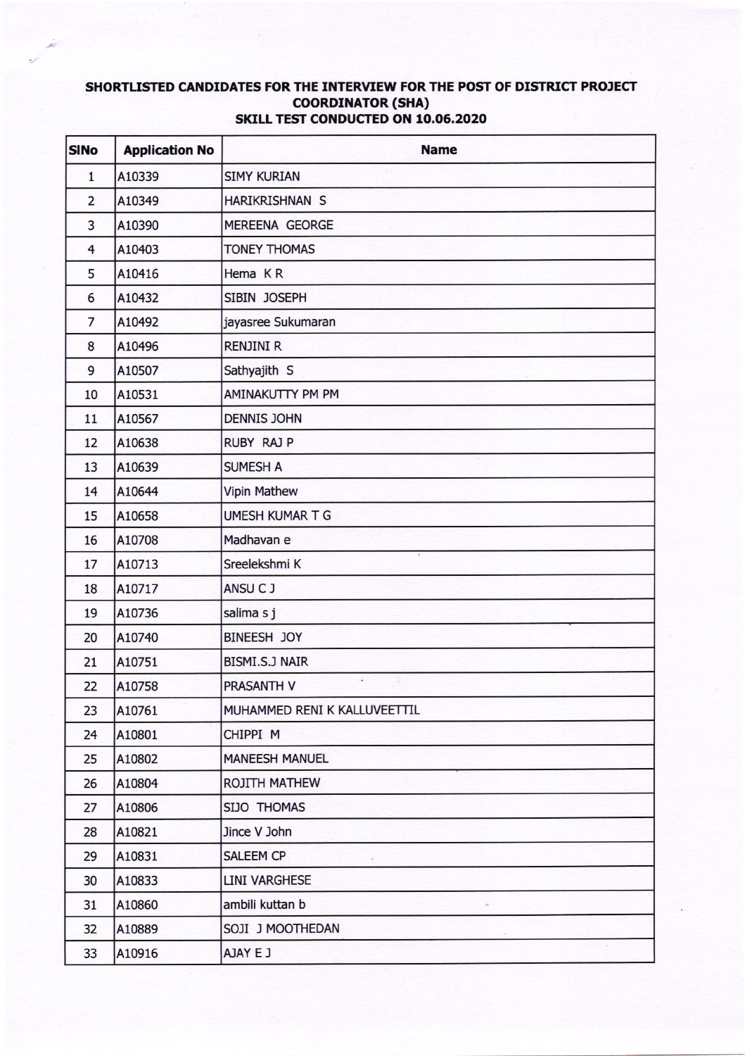# SHORTLISTED CANDIDATES FOR THE INTERVIEW FOR THE POST OF DISTRICT PROJECT COORDINATOR (SHA)

## SKILL TEST CONDUCTED ON 10.06.2020

| SlNo | Application No | Name |
|---|---|---|
| 1 | A10339 | SIMY KURIAN |
| 2 | A10349 | HARIKRISHNAN S |
| 3 | A10390 | MEREENA GEORGE |
| 4 | A10403 | TONEY THOMAS |
| 5 | A10416 | Hema K R |
| 6 | A10432 | SIBIN JOSEPH |
| 7 | A10492 | jayasree Sukumaran |
| 8 | A10496 | RENJINI R |
| 9 | A10507 | Sathyajith S |
| 10 | A10531 | AMINAKUTTY PM PM |
| 11 | A10567 | DENNIS JOHN |
| 12 | A10638 | RUBY RAJ P |
| 13 | A10639 | SUMESH A |
| 14 | A10644 | Vipin Mathew |
| 15 | A10658 | UMESH KUMAR T G |
| 16 | A10708 | Madhavan e |
| 17 | A10713 | Sreelekshmi K |
| 18 | A10717 | ANSU C J |
| 19 | A10736 | salima s j |
| 20 | A10740 | BINEESH JOY |
| 21 | A10751 | BISMI.S.J NAIR |
| 22 | A10758 | PRASANTH V |
| 23 | A10761 | MUHAMMED RENI K KALLUVEETTIL |
| 24 | A10801 | CHIPPI M |
| 25 | A10802 | MANEESH MANUEL |
| 26 | A10804 | ROJITH MATHEW |
| 27 | A10806 | SIJO THOMAS |
| 28 | A10821 | Jince V John |
| 29 | A10831 | SALEEM CP |
| 30 | A10833 | LINI VARGHESE |
| 31 | A10860 | ambili kuttan b |
| 32 | A10889 | SOJI J MOOTHEDAN |
| 33 | A10916 | AJAY E J |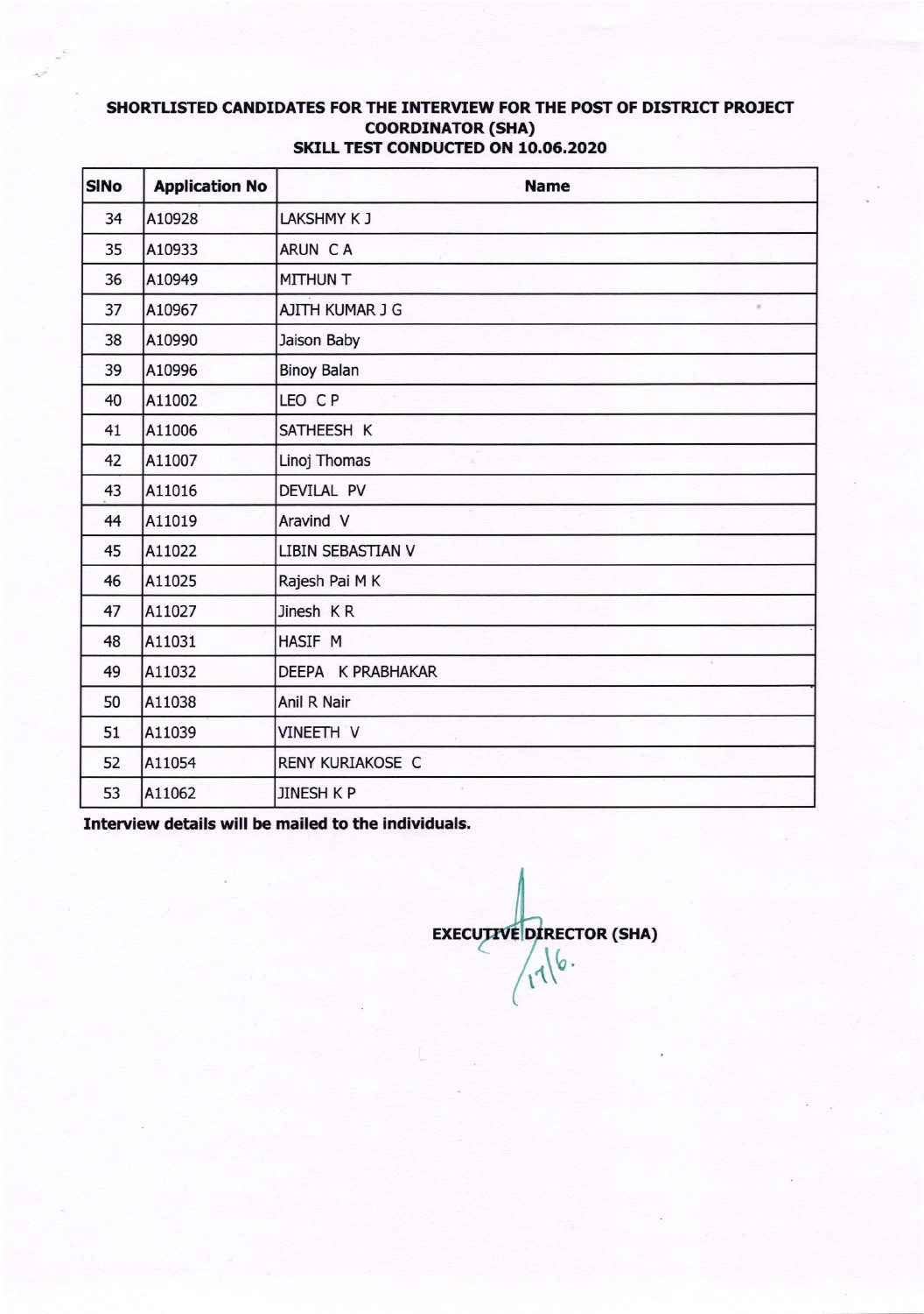**SHORTLISTED CANDIDATES FOR THE INTERVIEW FOR THE POST OF DISTRICT PROJECT COORDINATOR (SHA)**
**SKILL TEST CONDUCTED ON 10.06.2020**

| SlNo | Application No | Name |
|---|---|---|
| 34 | A10928 | LAKSHMY K J |
| 35 | A10933 | ARUN C A |
| 36 | A10949 | MITHUN T |
| 37 | A10967 | AJITH KUMAR J G |
| 38 | A10990 | Jaison Baby |
| 39 | A10996 | Binoy Balan |
| 40 | A11002 | LEO C P |
| 41 | A11006 | SATHEESH K |
| 42 | A11007 | Linoj Thomas |
| 43 | A11016 | DEVILAL PV |
| 44 | A11019 | Aravind V |
| 45 | A11022 | LIBIN SEBASTIAN V |
| 46 | A11025 | Rajesh Pai M K |
| 47 | A11027 | Jinesh K R |
| 48 | A11031 | HASIF M |
| 49 | A11032 | DEEPA K PRABHAKAR |
| 50 | A11038 | Anil R Nair |
| 51 | A11039 | VINEETH V |
| 52 | A11054 | RENY KURIAKOSE C |
| 53 | A11062 | JINESH K P |

**Interview details will be mailed to the individuals.**

17/6.

**EXECUTIVE DIRECTOR (SHA)**